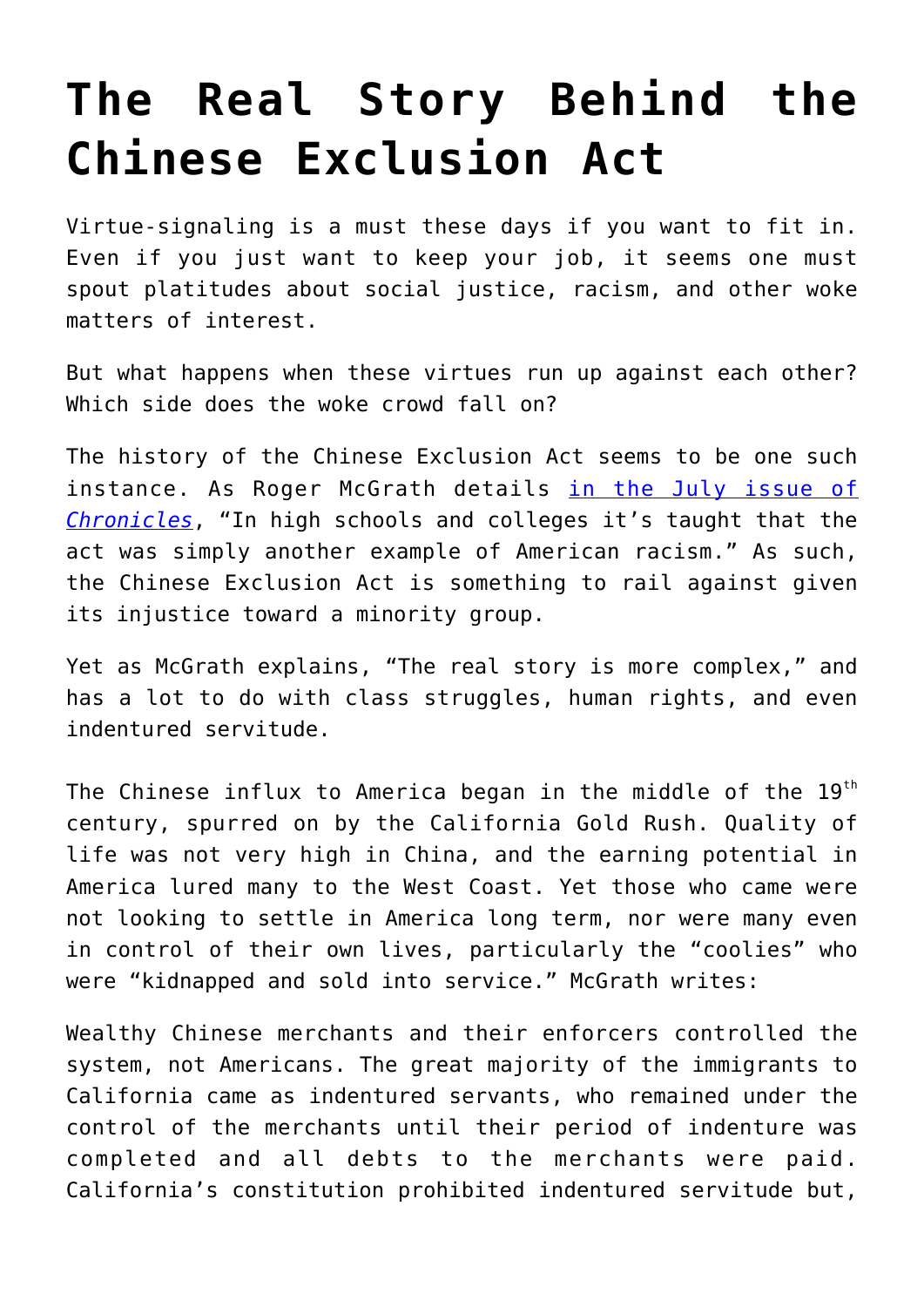# The Real Story Behind the Chinese Exclusion Act

Virtue-signaling is a must these days if you want to fit in. Even if you just want to keep your job, it seems one must spout platitudes about social justice, racism, and other woke matters of interest.

But what happens when these virtues run up against each other? Which side does the woke crowd fall on?

The history of the Chinese Exclusion Act seems to be one such instance. As Roger McGrath details [in the July issue of *Chronicles*](#), "In high schools and colleges it's taught that the act was simply another example of American racism." As such, the Chinese Exclusion Act is something to rail against given its injustice toward a minority group.

Yet as McGrath explains, "The real story is more complex," and has a lot to do with class struggles, human rights, and even indentured servitude.

The Chinese influx to America began in the middle of the 19th century, spurred on by the California Gold Rush. Quality of life was not very high in China, and the earning potential in America lured many to the West Coast. Yet those who came were not looking to settle in America long term, nor were many even in control of their own lives, particularly the "coolies" who were "kidnapped and sold into service." McGrath writes:

> Wealthy Chinese merchants and their enforcers controlled the system, not Americans. The great majority of the immigrants to California came as indentured servants, who remained under the control of the merchants until their period of indenture was completed and all debts to the merchants were paid. California's constitution prohibited indentured servitude but,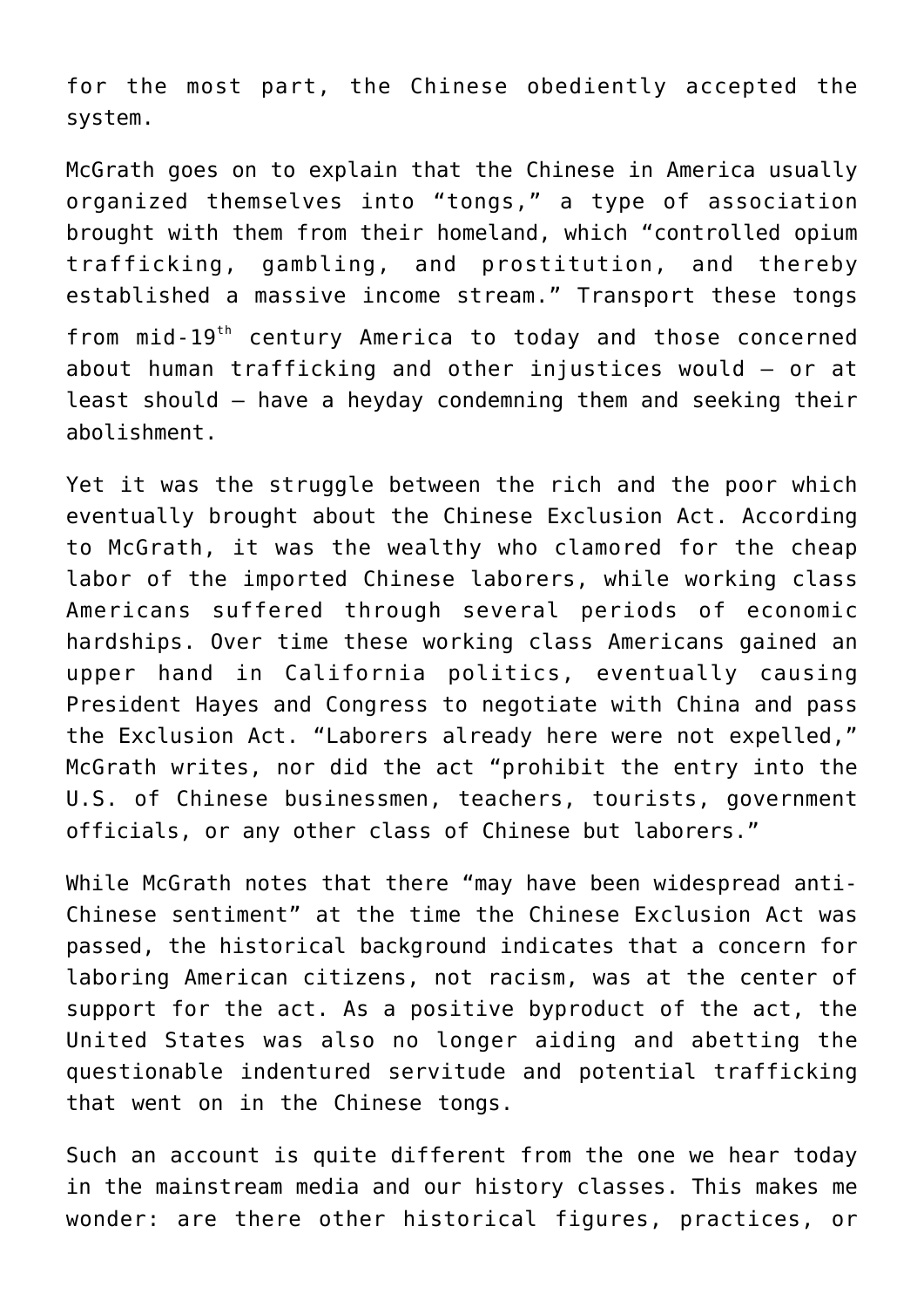for the most part, the Chinese obediently accepted the system.

McGrath goes on to explain that the Chinese in America usually organized themselves into "tongs," a type of association brought with them from their homeland, which "controlled opium trafficking, gambling, and prostitution, and thereby established a massive income stream." Transport these tongs from mid-19th century America to today and those concerned about human trafficking and other injustices would – or at least should – have a heyday condemning them and seeking their abolishment.

Yet it was the struggle between the rich and the poor which eventually brought about the Chinese Exclusion Act. According to McGrath, it was the wealthy who clamored for the cheap labor of the imported Chinese laborers, while working class Americans suffered through several periods of economic hardships. Over time these working class Americans gained an upper hand in California politics, eventually causing President Hayes and Congress to negotiate with China and pass the Exclusion Act. "Laborers already here were not expelled," McGrath writes, nor did the act "prohibit the entry into the U.S. of Chinese businessmen, teachers, tourists, government officials, or any other class of Chinese but laborers."

While McGrath notes that there "may have been widespread anti-Chinese sentiment" at the time the Chinese Exclusion Act was passed, the historical background indicates that a concern for laboring American citizens, not racism, was at the center of support for the act. As a positive byproduct of the act, the United States was also no longer aiding and abetting the questionable indentured servitude and potential trafficking that went on in the Chinese tongs.

Such an account is quite different from the one we hear today in the mainstream media and our history classes. This makes me wonder: are there other historical figures, practices, or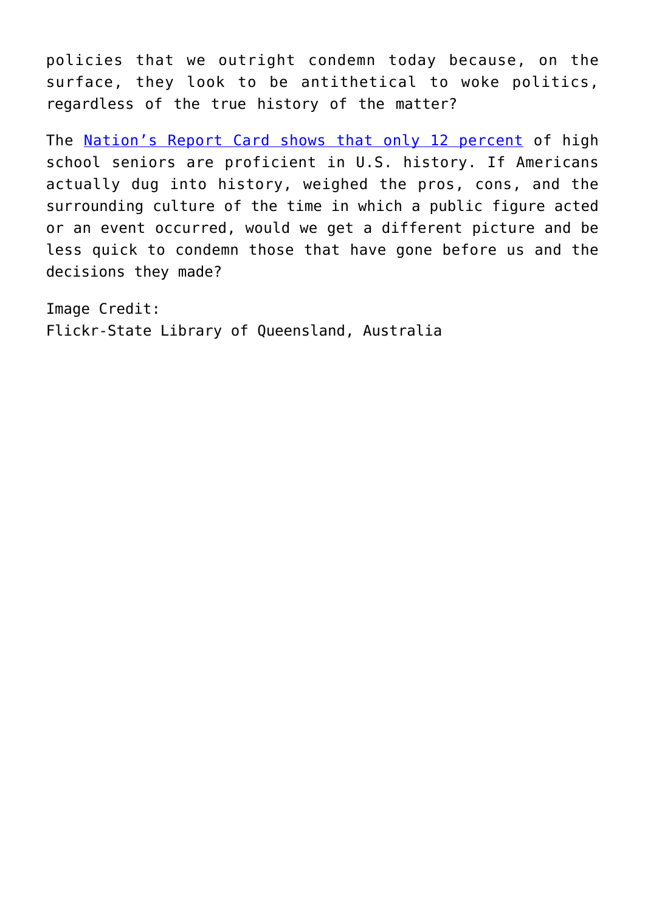policies that we outright condemn today because, on the surface, they look to be antithetical to woke politics, regardless of the true history of the matter?

The Nation's Report Card shows that only 12 percent of high school seniors are proficient in U.S. history. If Americans actually dug into history, weighed the pros, cons, and the surrounding culture of the time in which a public figure acted or an event occurred, would we get a different picture and be less quick to condemn those that have gone before us and the decisions they made?

Image Credit:
Flickr-State Library of Queensland, Australia